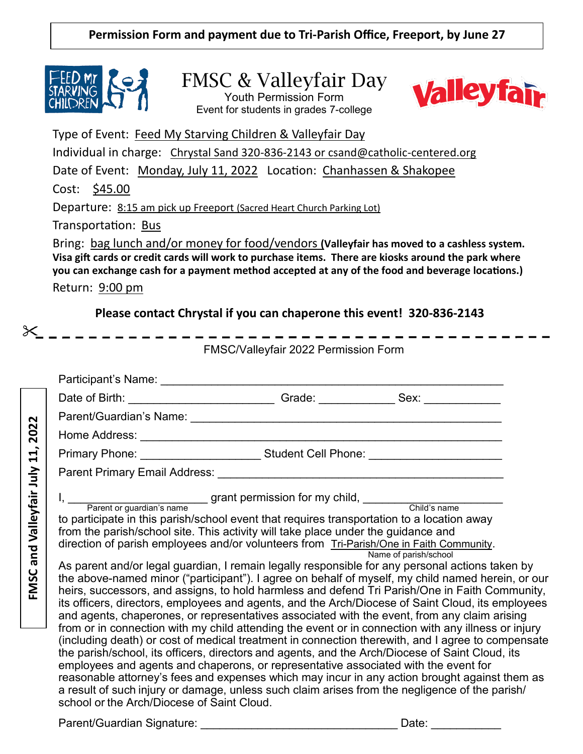**Permission Form and payment due to Tri-Parish Office, Freeport, by June 27**

FEED MY STARVING CHILDREN

# FMSC & Valleyfair Day

Youth Permission Form
Event for students in grades 7-college

Valleyfair

Type of Event: Feed My Starving Children & Valleyfair Day

Individual in charge: Chrystal Sand 320-836-2143 or csand@catholic-centered.org

Date of Event: Monday, July 11, 2022 Location: Chanhassen & Shakopee

Cost: $45.00

Departure: 8:15 am pick up Freeport (Sacred Heart Church Parking Lot)

Transportation: Bus

Bring: bag lunch and/or money for food/vendors **(Valleyfair has moved to a cashless system. Visa gift cards or credit cards will work to purchase items. There are kiosks around the park where you can exchange cash for a payment method accepted at any of the food and beverage locations.)**

Return: 9:00 pm

**Please contact Chrystal if you can chaperone this event! 320-836-2143**

---

**FMSC and Valleyfair July 11, 2022**

FMSC/Valleyfair 2022 Permission Form

Participant's Name: ______________________________________________

Date of Birth: ____________________ Grade: __________ Sex: __________

Parent/Guardian's Name: ______________________________________________

Home Address: ______________________________________________

Primary Phone: ________________ Student Cell Phone: __________________

Parent Primary Email Address: ______________________________________________

I, ____________________ grant permission for my child, ____________________
(Parent or guardian's name) (Child's name)
to participate in this parish/school event that requires transportation to a location away from the parish/school site. This activity will take place under the guidance and direction of parish employees and/or volunteers from Tri-Parish/One in Faith Community.
(Name of parish/school)

As parent and/or legal guardian, I remain legally responsible for any personal actions taken by the above-named minor ("participant"). I agree on behalf of myself, my child named herein, or our heirs, successors, and assigns, to hold harmless and defend Tri Parish/One in Faith Community, its officers, directors, employees and agents, and the Arch/Diocese of Saint Cloud, its employees and agents, chaperones, or representatives associated with the event, from any claim arising from or in connection with my child attending the event or in connection with any illness or injury (including death) or cost of medical treatment in connection therewith, and I agree to compensate the parish/school, its officers, directors and agents, and the Arch/Diocese of Saint Cloud, its employees and agents and chaperons, or representative associated with the event for reasonable attorney's fees and expenses which may incur in any action brought against them as a result of such injury or damage, unless such claim arises from the negligence of the parish/school or the Arch/Diocese of Saint Cloud.

Parent/Guardian Signature: ____________________________ Date: __________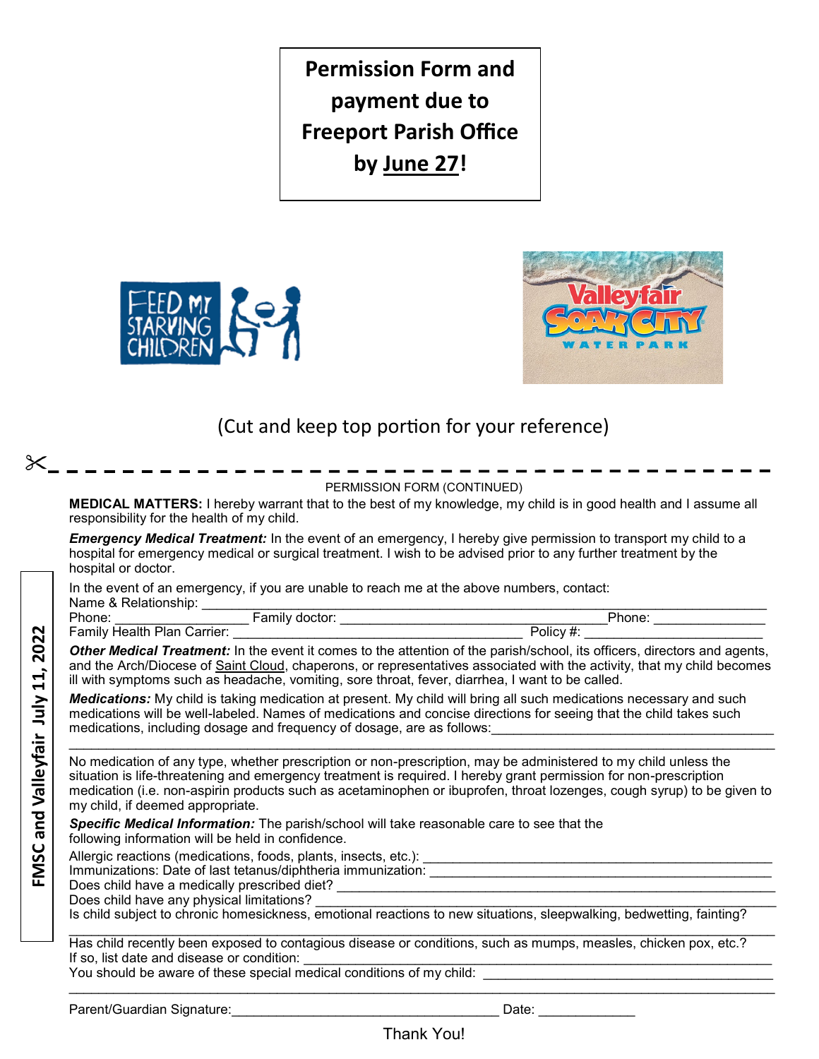**Permission Form and payment due to Freeport Parish Office by June 27!**

(Cut and keep top portion for your reference)

✂- - - - - - - - - - - - - - - - - - - - - - - - - - - - - - - - - - - - - - - - -

FMSC and Valleyfair July 11, 2022

PERMISSION FORM (CONTINUED)

**MEDICAL MATTERS:** I hereby warrant that to the best of my knowledge, my child is in good health and I assume all responsibility for the health of my child.

***Emergency Medical Treatment:*** In the event of an emergency, I hereby give permission to transport my child to a hospital for emergency medical or surgical treatment. I wish to be advised prior to any further treatment by the hospital or doctor.

In the event of an emergency, if you are unable to reach me at the above numbers, contact:
Name & Relationship: ___________________________________________________________________
Phone: __________________ Family doctor: ___________________________________ Phone: _______________
Family Health Plan Carrier: _______________________________________ Policy #: ________________________

***Other Medical Treatment:*** In the event it comes to the attention of the parish/school, its officers, directors and agents, and the Arch/Diocese of Saint Cloud, chaperons, or representatives associated with the activity, that my child becomes ill with symptoms such as headache, vomiting, sore throat, fever, diarrhea, I want to be called.

***Medications:*** My child is taking medication at present. My child will bring all such medications necessary and such medications will be well-labeled. Names of medications and concise directions for seeing that the child takes such medications, including dosage and frequency of dosage, are as follows:_____________________________________
___________________________________________________________________________________________

No medication of any type, whether prescription or non-prescription, may be administered to my child unless the situation is life-threatening and emergency treatment is required. I hereby grant permission for non-prescription medication (i.e. non-aspirin products such as acetaminophen or ibuprofen, throat lozenges, cough syrup) to be given to my child, if deemed appropriate.

***Specific Medical Information:*** The parish/school will take reasonable care to see that the following information will be held in confidence.

Allergic reactions (medications, foods, plants, insects, etc.): ______________________________________________
Immunizations: Date of last tetanus/diphtheria immunization: ____________________________________________
Does child have a medically prescribed diet? ____________________________________________________________
Does child have any physical limitations? _______________________________________________________________
Is child subject to chronic homesickness, emotional reactions to new situations, sleepwalking, bedwetting, fainting?
___________________________________________________________________________________________
Has child recently been exposed to contagious disease or conditions, such as mumps, measles, chicken pox, etc.?
If so, list date and disease or condition: _______________________________________________________________
You should be aware of these special medical conditions of my child: _______________________________________
___________________________________________________________________________________________

Parent/Guardian Signature:____________________________________ Date: _____________

Thank You!